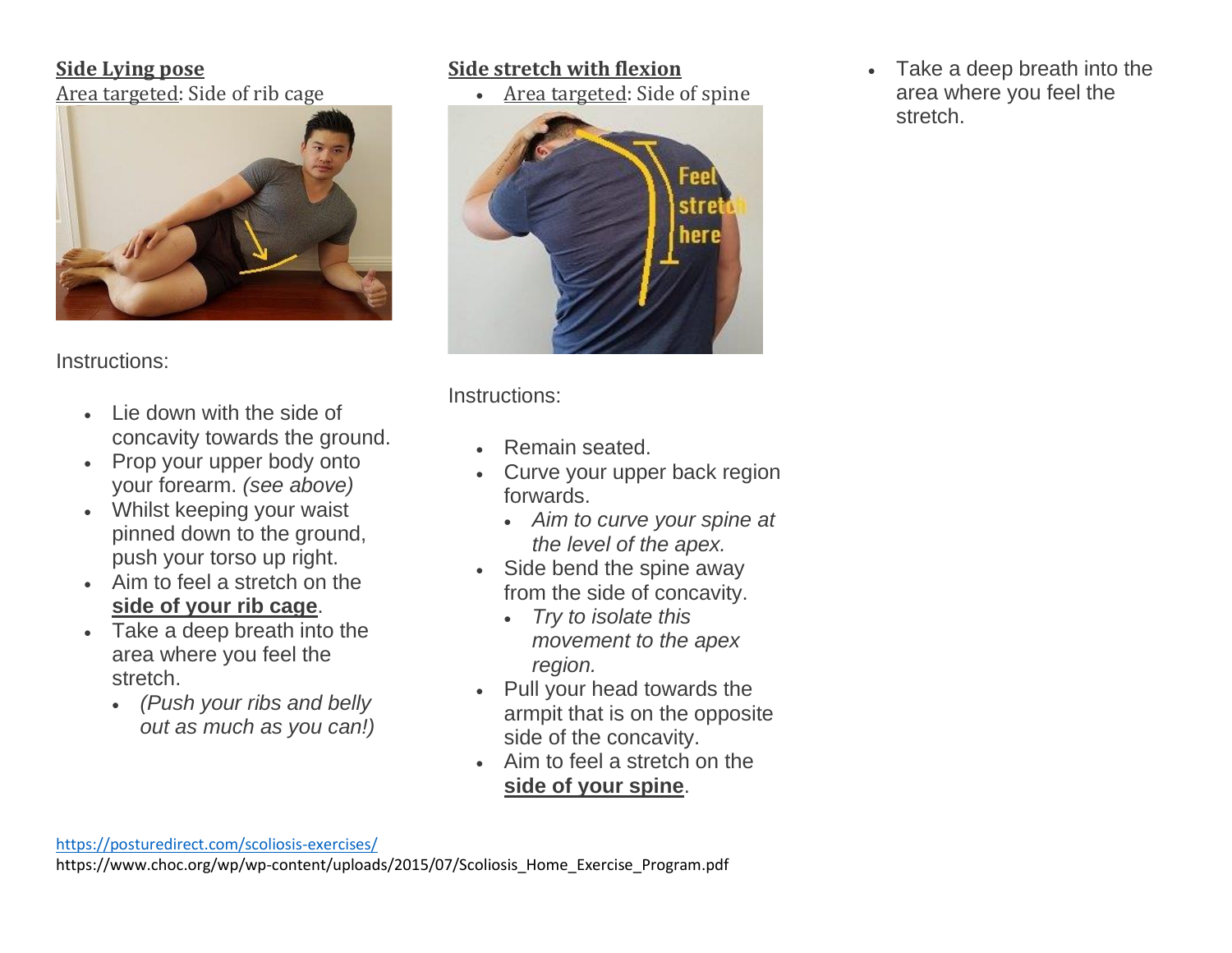## Side Lying pose

Area targeted: Side of rib cage

Instructions:

- Lie down with the side of concavity towards the ground.
- Prop your upper body onto your forearm. *(see above)*
- Whilst keeping your waist pinned down to the ground, push your torso up right.
- Aim to feel a stretch on the **side of your rib cage**.
- Take a deep breath into the area where you feel the stretch.
    - *(Push your ribs and belly out as much as you can!)*

## Side stretch with flexion

- Area targeted: Side of spine

Instructions:

- Remain seated.
- Curve your upper back region forwards.
    - *Aim to curve your spine at the level of the apex.*
- Side bend the spine away from the side of concavity.
    - *Try to isolate this movement to the apex region.*
- Pull your head towards the armpit that is on the opposite side of the concavity.
- Aim to feel a stretch on the **side of your spine**.
- Take a deep breath into the area where you feel the stretch.

https://posturedirect.com/scoliosis-exercises/

https://www.choc.org/wp/wp-content/uploads/2015/07/Scoliosis_Home_Exercise_Program.pdf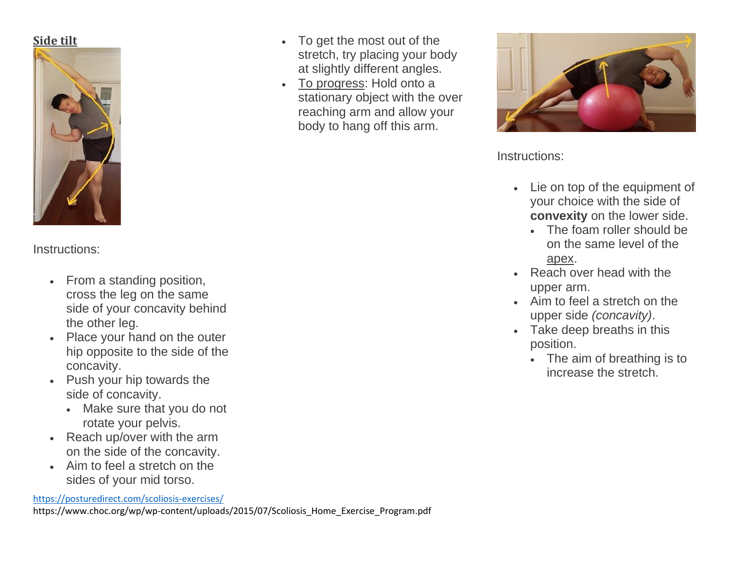**Side tilt**

Instructions:

- From a standing position, cross the leg on the same side of your concavity behind the other leg.
- Place your hand on the outer hip opposite to the side of the concavity.
- Push your hip towards the side of concavity.
  - Make sure that you do not rotate your pelvis.
- Reach up/over with the arm on the side of the concavity.
- Aim to feel a stretch on the sides of your mid torso.
- To get the most out of the stretch, try placing your body at slightly different angles.
- To progress: Hold onto a stationary object with the over reaching arm and allow your body to hang off this arm.

Instructions:

- Lie on top of the equipment of your choice with the side of **convexity** on the lower side.
  - The foam roller should be on the same level of the apex.
- Reach over head with the upper arm.
- Aim to feel a stretch on the upper side *(concavity)*.
- Take deep breaths in this position.
  - The aim of breathing is to increase the stretch.

https://posturedirect.com/scoliosis-exercises/
https://www.choc.org/wp/wp-content/uploads/2015/07/Scoliosis_Home_Exercise_Program.pdf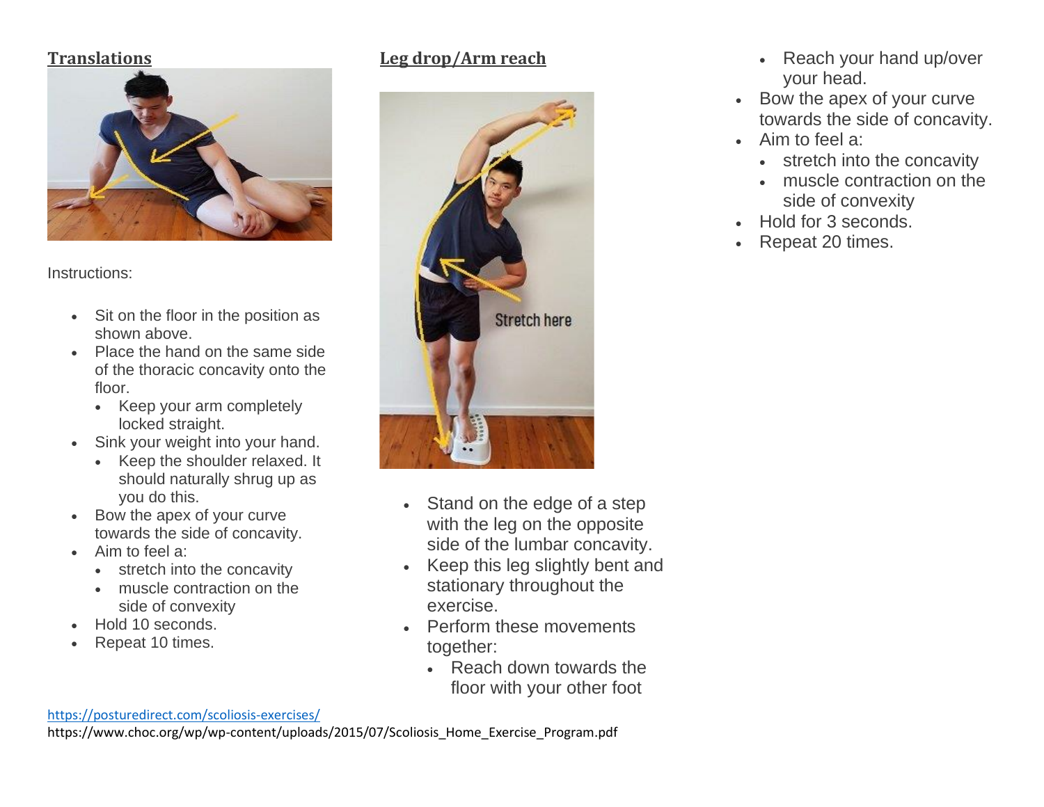## Translations

Instructions:

- Sit on the floor in the position as shown above.
- Place the hand on the same side of the thoracic concavity onto the floor.
  - Keep your arm completely locked straight.
- Sink your weight into your hand.
  - Keep the shoulder relaxed. It should naturally shrug up as you do this.
- Bow the apex of your curve towards the side of concavity.
- Aim to feel a:
  - stretch into the concavity
  - muscle contraction on the side of convexity
- Hold 10 seconds.
- Repeat 10 times.

## Leg drop/Arm reach

- Stand on the edge of a step with the leg on the opposite side of the lumbar concavity.
- Keep this leg slightly bent and stationary throughout the exercise.
- Perform these movements together:
  - Reach down towards the floor with your other foot
  - Reach your hand up/over your head.
- Bow the apex of your curve towards the side of concavity.
- Aim to feel a:
  - stretch into the concavity
  - muscle contraction on the side of convexity
- Hold for 3 seconds.
- Repeat 20 times.

https://posturedirect.com/scoliosis-exercises/

https://www.choc.org/wp/wp-content/uploads/2015/07/Scoliosis_Home_Exercise_Program.pdf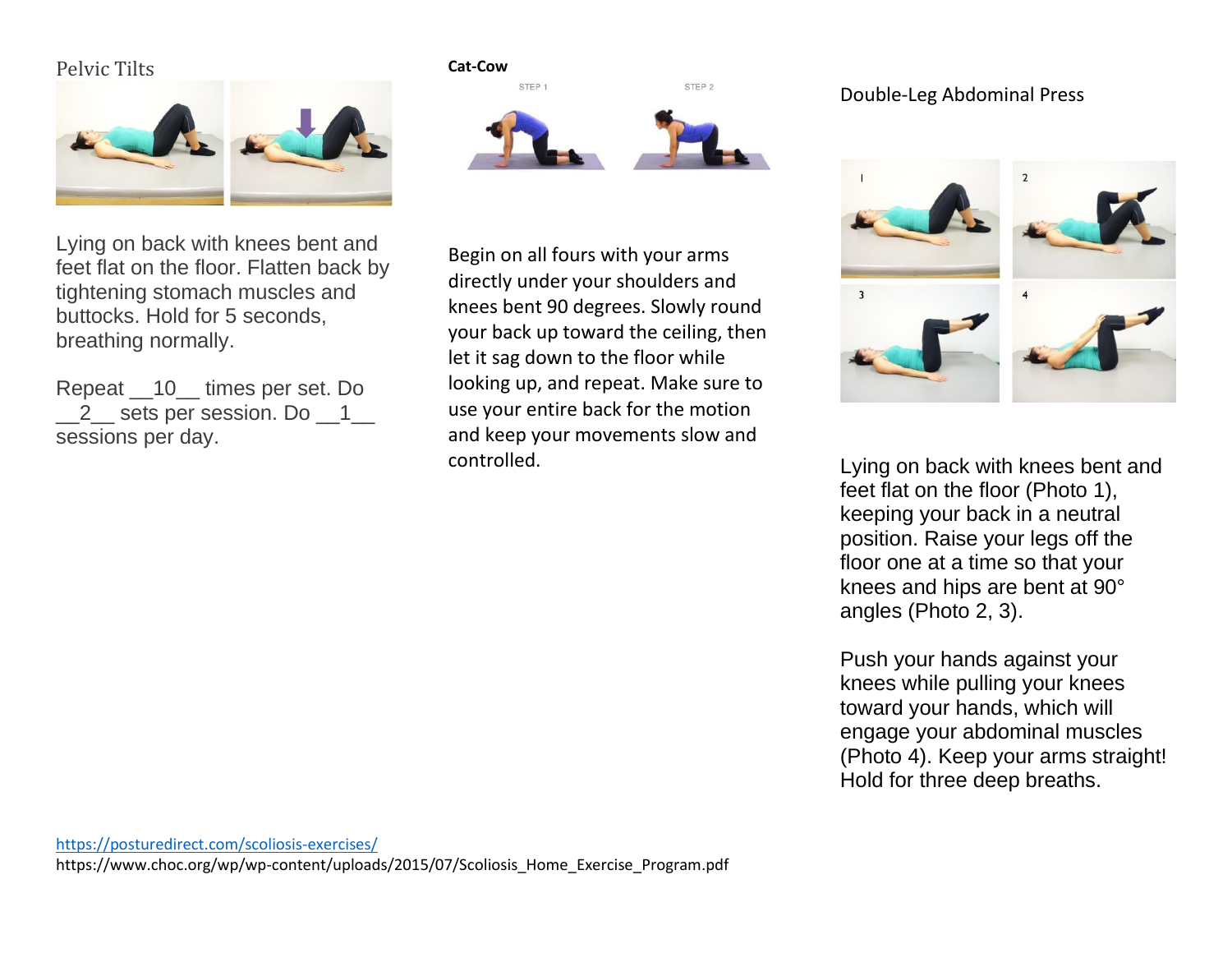## Pelvic Tilts

Lying on back with knees bent and feet flat on the floor. Flatten back by tightening stomach muscles and buttocks. Hold for 5 seconds, breathing normally.

Repeat __10__ times per set. Do __2__ sets per session. Do __1__ sessions per day.

## Cat-Cow

STEP 1 STEP 2

Begin on all fours with your arms directly under your shoulders and knees bent 90 degrees. Slowly round your back up toward the ceiling, then let it sag down to the floor while looking up, and repeat. Make sure to use your entire back for the motion and keep your movements slow and controlled.

## Double-Leg Abdominal Press

Lying on back with knees bent and feet flat on the floor (Photo 1), keeping your back in a neutral position. Raise your legs off the floor one at a time so that your knees and hips are bent at 90° angles (Photo 2, 3).

Push your hands against your knees while pulling your knees toward your hands, which will engage your abdominal muscles (Photo 4). Keep your arms straight! Hold for three deep breaths.

https://posturedirect.com/scoliosis-exercises/
https://www.choc.org/wp/wp-content/uploads/2015/07/Scoliosis_Home_Exercise_Program.pdf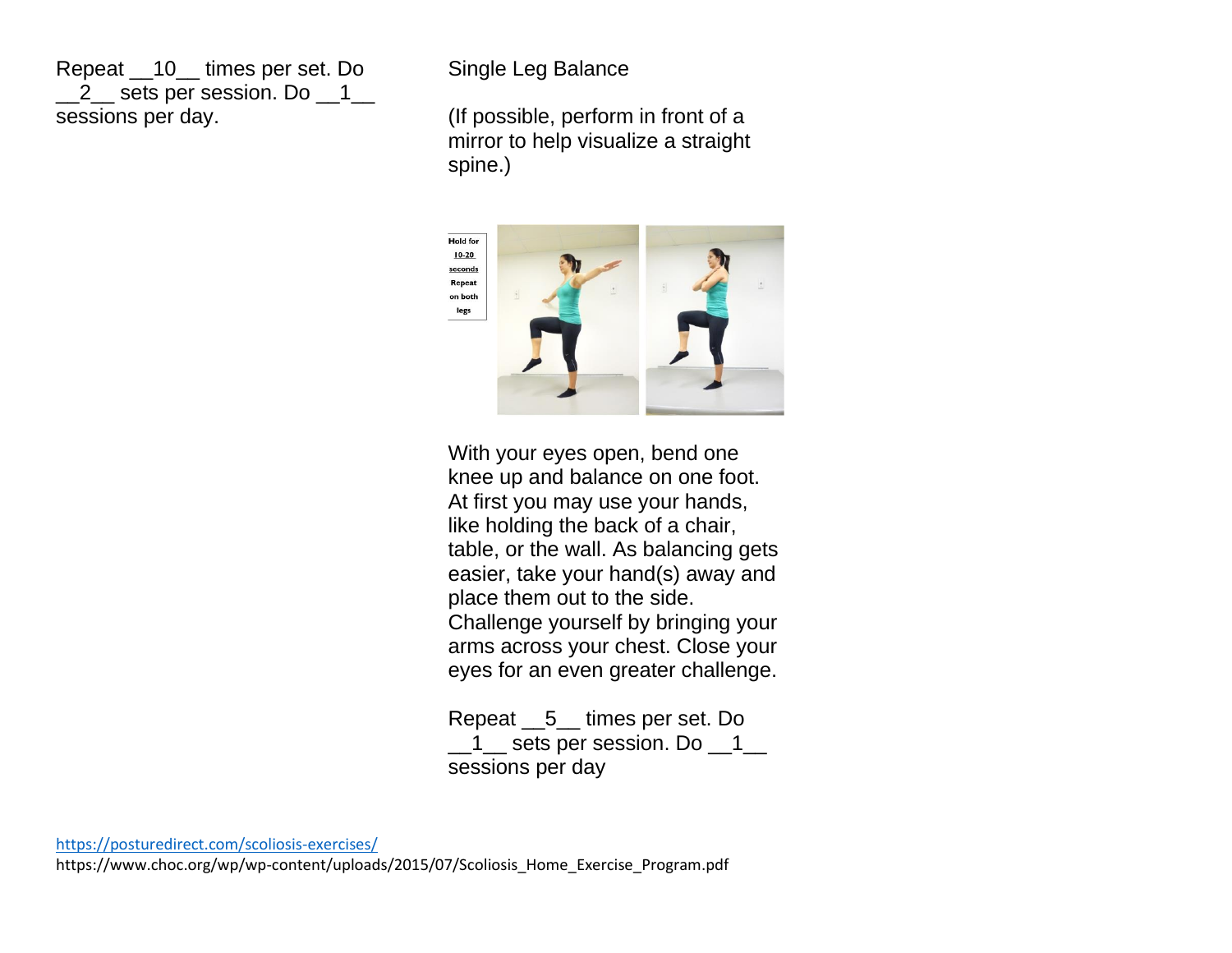Repeat __10__ times per set. Do __2__ sets per session. Do __1__ sessions per day.

Single Leg Balance

(If possible, perform in front of a mirror to help visualize a straight spine.)

Hold for 10-20 seconds Repeat on both legs

With your eyes open, bend one knee up and balance on one foot. At first you may use your hands, like holding the back of a chair, table, or the wall. As balancing gets easier, take your hand(s) away and place them out to the side. Challenge yourself by bringing your arms across your chest. Close your eyes for an even greater challenge.

Repeat __5__ times per set. Do __1__ sets per session. Do __1__ sessions per day

https://posturedirect.com/scoliosis-exercises/
https://www.choc.org/wp/wp-content/uploads/2015/07/Scoliosis_Home_Exercise_Program.pdf